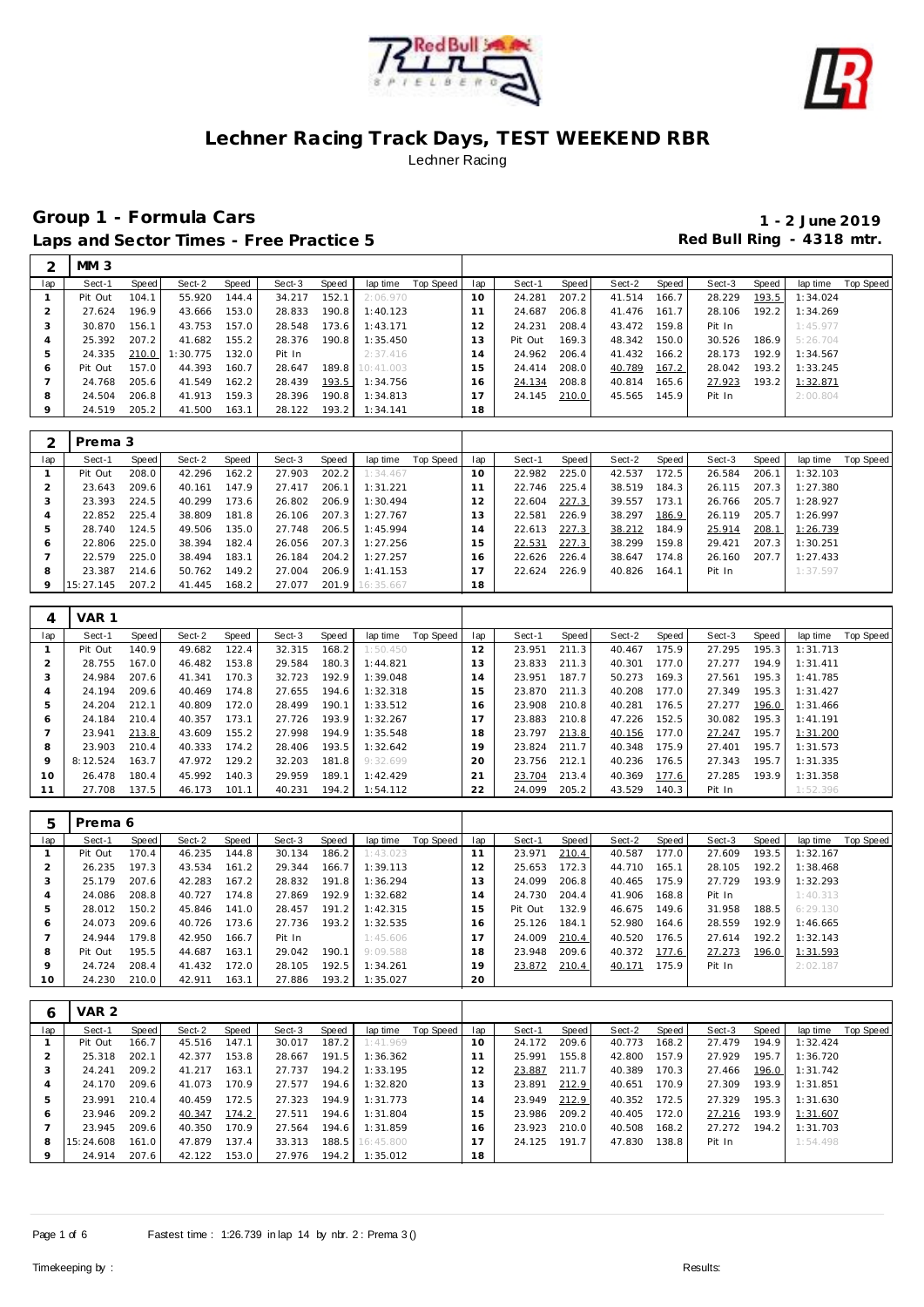# Lechner Racing Track Days, TEST WEEKEND RBR

Lechner Racing

## Group 1 - Formula Cars

**1 - 2 June 2019**

### Laps and Sector Times - Free Practice 5

**Red Bull Ring - 4318 mtr.**

**2 — MM 3**

| lap | Sect-1 | Speed | Sect-2 | Speed | Sect-3 | Speed | lap time | Top Speed | lap | Sect-1 | Speed | Sect-2 | Speed | Sect-3 | Speed | lap time | Top Speed |
|---|---|---|---|---|---|---|---|---|---|---|---|---|---|---|---|---|---|
| 1 | Pit Out | 104.1 | 55.920 | 144.4 | 34.217 | 152.1 | 2:06.970 | | 10 | 24.281 | 207.2 | 41.514 | 166.7 | 28.229 | 193.5 | 1:34.024 | |
| 2 | 27.624 | 196.9 | 43.666 | 153.0 | 28.833 | 190.8 | 1:40.123 | | 11 | 24.687 | 206.8 | 41.476 | 161.7 | 28.106 | 192.2 | 1:34.269 | |
| 3 | 30.870 | 156.1 | 43.753 | 157.0 | 28.548 | 173.6 | 1:43.171 | | 12 | 24.231 | 208.4 | 43.472 | 159.8 | Pit In | | 1:45.977 | |
| 4 | 25.392 | 207.2 | 41.682 | 155.2 | 28.376 | 190.8 | 1:35.450 | | 13 | Pit Out | 169.3 | 48.342 | 150.0 | 30.526 | 186.9 | 5:26.704 | |
| 5 | 24.335 | 210.0 | 1:30.775 | 132.0 | Pit In | | 2:37.416 | | 14 | 24.962 | 206.4 | 41.432 | 166.2 | 28.173 | 192.9 | 1:34.567 | |
| 6 | Pit Out | 157.0 | 44.393 | 160.7 | 28.647 | 189.8 | 10:41.003 | | 15 | 24.414 | 208.0 | 40.789 | 167.2 | 28.042 | 193.2 | 1:33.245 | |
| 7 | 24.768 | 205.6 | 41.549 | 162.2 | 28.439 | 193.5 | 1:34.756 | | 16 | 24.134 | 208.8 | 40.814 | 165.6 | 27.923 | 193.2 | 1:32.871 | |
| 8 | 24.504 | 206.8 | 41.913 | 159.3 | 28.396 | 190.8 | 1:34.813 | | 17 | 24.145 | 210.0 | 45.565 | 145.9 | Pit In | | 2:00.804 | |
| 9 | 24.519 | 205.2 | 41.500 | 163.1 | 28.122 | 193.2 | 1:34.141 | | 18 | | | | | | | | |

**2 — Prema 3**

| lap | Sect-1 | Speed | Sect-2 | Speed | Sect-3 | Speed | lap time | Top Speed | lap | Sect-1 | Speed | Sect-2 | Speed | Sect-3 | Speed | lap time | Top Speed |
|---|---|---|---|---|---|---|---|---|---|---|---|---|---|---|---|---|---|
| 1 | Pit Out | 208.0 | 42.296 | 162.2 | 27.903 | 202.2 | 1:34.467 | | 10 | 22.982 | 225.0 | 42.537 | 172.5 | 26.584 | 206.1 | 1:32.103 | |
| 2 | 23.643 | 209.6 | 40.161 | 147.9 | 27.417 | 206.1 | 1:31.221 | | 11 | 22.746 | 225.4 | 38.519 | 184.3 | 26.115 | 207.3 | 1:27.380 | |
| 3 | 23.393 | 224.5 | 40.299 | 173.6 | 26.802 | 206.9 | 1:30.494 | | 12 | 22.604 | 227.3 | 39.557 | 173.1 | 26.766 | 205.7 | 1:28.927 | |
| 4 | 22.852 | 225.4 | 38.809 | 181.8 | 26.106 | 207.3 | 1:27.767 | | 13 | 22.581 | 226.9 | 38.297 | 186.9 | 26.119 | 205.7 | 1:26.997 | |
| 5 | 28.740 | 124.5 | 49.506 | 135.0 | 27.748 | 206.5 | 1:45.994 | | 14 | 22.613 | 227.3 | 38.212 | 184.9 | 25.914 | 208.1 | 1:26.739 | |
| 6 | 22.806 | 225.0 | 38.394 | 182.4 | 26.056 | 207.3 | 1:27.256 | | 15 | 22.531 | 227.3 | 38.299 | 159.8 | 29.421 | 207.3 | 1:30.251 | |
| 7 | 22.579 | 225.0 | 38.494 | 183.1 | 26.184 | 204.2 | 1:27.257 | | 16 | 22.626 | 226.4 | 38.647 | 174.8 | 26.160 | 207.7 | 1:27.433 | |
| 8 | 23.387 | 214.6 | 50.762 | 149.2 | 27.004 | 206.9 | 1:41.153 | | 17 | 22.624 | 226.9 | 40.826 | 164.1 | Pit In | | 1:37.597 | |
| 9 | 15:27.145 | 207.2 | 41.445 | 168.2 | 27.077 | 201.9 | 16:35.667 | | 18 | | | | | | | | |

**4 — VAR 1**

| lap | Sect-1 | Speed | Sect-2 | Speed | Sect-3 | Speed | lap time | Top Speed | lap | Sect-1 | Speed | Sect-2 | Speed | Sect-3 | Speed | lap time | Top Speed |
|---|---|---|---|---|---|---|---|---|---|---|---|---|---|---|---|---|---|
| 1 | Pit Out | 140.9 | 49.682 | 122.4 | 32.315 | 168.2 | 1:50.450 | | 12 | 23.951 | 211.3 | 40.467 | 175.9 | 27.295 | 195.3 | 1:31.713 | |
| 2 | 28.755 | 167.0 | 46.482 | 153.8 | 29.584 | 180.3 | 1:44.821 | | 13 | 23.833 | 211.3 | 40.301 | 177.0 | 27.277 | 194.9 | 1:31.411 | |
| 3 | 24.984 | 207.6 | 41.341 | 170.3 | 32.723 | 192.9 | 1:39.048 | | 14 | 23.951 | 187.7 | 50.273 | 169.3 | 27.561 | 195.3 | 1:41.785 | |
| 4 | 24.194 | 209.6 | 40.469 | 174.8 | 27.655 | 194.6 | 1:32.318 | | 15 | 23.870 | 211.3 | 40.208 | 177.0 | 27.349 | 195.3 | 1:31.427 | |
| 5 | 24.204 | 212.1 | 40.809 | 172.0 | 28.499 | 190.1 | 1:33.512 | | 16 | 23.908 | 210.8 | 40.281 | 176.5 | 27.277 | 196.0 | 1:31.466 | |
| 6 | 24.184 | 210.4 | 40.357 | 173.1 | 27.726 | 193.9 | 1:32.267 | | 17 | 23.883 | 210.8 | 47.226 | 152.5 | 30.082 | 195.3 | 1:41.191 | |
| 7 | 23.941 | 213.8 | 43.609 | 155.2 | 27.998 | 194.9 | 1:35.548 | | 18 | 23.797 | 213.8 | 40.156 | 177.0 | 27.247 | 195.7 | 1:31.200 | |
| 8 | 23.903 | 210.4 | 40.333 | 174.2 | 28.406 | 193.5 | 1:32.642 | | 19 | 23.824 | 211.7 | 40.348 | 175.9 | 27.401 | 195.7 | 1:31.573 | |
| 9 | 8:12.524 | 163.7 | 47.972 | 129.2 | 32.203 | 181.8 | 9:32.699 | | 20 | 23.756 | 212.1 | 40.236 | 176.5 | 27.343 | 195.7 | 1:31.335 | |
| 10 | 26.478 | 180.4 | 45.992 | 140.3 | 29.959 | 189.1 | 1:42.429 | | 21 | 23.704 | 213.4 | 40.369 | 177.6 | 27.285 | 193.9 | 1:31.358 | |
| 11 | 27.708 | 137.5 | 46.173 | 101.1 | 40.231 | 194.2 | 1:54.112 | | 22 | 24.099 | 205.2 | 43.529 | 140.3 | Pit In | | 1:52.396 | |

**5 — Prema 6**

| lap | Sect-1 | Speed | Sect-2 | Speed | Sect-3 | Speed | lap time | Top Speed | lap | Sect-1 | Speed | Sect-2 | Speed | Sect-3 | Speed | lap time | Top Speed |
|---|---|---|---|---|---|---|---|---|---|---|---|---|---|---|---|---|---|
| 1 | Pit Out | 170.4 | 46.235 | 144.8 | 30.134 | 186.2 | 1:43.023 | | 11 | 23.971 | 210.4 | 40.587 | 177.0 | 27.609 | 193.5 | 1:32.167 | |
| 2 | 26.235 | 197.3 | 43.534 | 161.2 | 29.344 | 166.7 | 1:39.113 | | 12 | 25.653 | 172.3 | 44.710 | 165.1 | 28.105 | 192.2 | 1:38.468 | |
| 3 | 25.179 | 207.6 | 42.283 | 167.2 | 28.832 | 191.8 | 1:36.294 | | 13 | 24.099 | 206.8 | 40.465 | 175.9 | 27.729 | 193.9 | 1:32.293 | |
| 4 | 24.086 | 208.8 | 40.727 | 174.8 | 27.869 | 192.9 | 1:32.682 | | 14 | 24.730 | 204.4 | 41.906 | 168.8 | Pit In | | 1:40.313 | |
| 5 | 28.012 | 150.2 | 45.846 | 141.0 | 28.457 | 191.2 | 1:42.315 | | 15 | Pit Out | 132.9 | 46.675 | 149.6 | 31.958 | 188.5 | 6:29.130 | |
| 6 | 24.073 | 209.6 | 40.726 | 173.6 | 27.736 | 193.2 | 1:32.535 | | 16 | 25.126 | 184.1 | 52.980 | 164.6 | 28.559 | 192.9 | 1:46.665 | |
| 7 | 24.944 | 179.8 | 42.950 | 166.7 | Pit In | | 1:45.606 | | 17 | 24.009 | 210.4 | 40.520 | 176.5 | 27.614 | 192.2 | 1:32.143 | |
| 8 | Pit Out | 195.5 | 44.687 | 163.1 | 29.042 | 190.1 | 9:09.588 | | 18 | 23.948 | 209.6 | 40.372 | 177.6 | 27.273 | 196.0 | 1:31.593 | |
| 9 | 24.724 | 208.4 | 41.432 | 172.0 | 28.105 | 192.5 | 1:34.261 | | 19 | 23.872 | 210.4 | 40.171 | 175.9 | Pit In | | 2:02.187 | |
| 10 | 24.230 | 210.0 | 42.911 | 163.1 | 27.886 | 193.2 | 1:35.027 | | 20 | | | | | | | | |

**6 — VAR 2**

| lap | Sect-1 | Speed | Sect-2 | Speed | Sect-3 | Speed | lap time | Top Speed | lap | Sect-1 | Speed | Sect-2 | Speed | Sect-3 | Speed | lap time | Top Speed |
|---|---|---|---|---|---|---|---|---|---|---|---|---|---|---|---|---|---|
| 1 | Pit Out | 166.7 | 45.516 | 147.1 | 30.017 | 187.2 | 1:41.969 | | 10 | 24.172 | 209.6 | 40.773 | 168.2 | 27.479 | 194.9 | 1:32.424 | |
| 2 | 25.318 | 202.1 | 42.377 | 153.8 | 28.667 | 191.5 | 1:36.362 | | 11 | 25.991 | 155.8 | 42.800 | 157.9 | 27.929 | 195.7 | 1:36.720 | |
| 3 | 24.241 | 209.2 | 41.217 | 163.1 | 27.737 | 194.2 | 1:33.195 | | 12 | 23.887 | 211.7 | 40.389 | 170.3 | 27.466 | 196.0 | 1:31.742 | |
| 4 | 24.170 | 209.6 | 41.073 | 170.9 | 27.577 | 194.6 | 1:32.820 | | 13 | 23.891 | 212.9 | 40.651 | 170.9 | 27.309 | 193.9 | 1:31.851 | |
| 5 | 23.991 | 210.4 | 40.459 | 172.5 | 27.323 | 194.9 | 1:31.773 | | 14 | 23.949 | 212.9 | 40.352 | 172.5 | 27.329 | 195.3 | 1:31.630 | |
| 6 | 23.946 | 209.2 | 40.347 | 174.2 | 27.511 | 194.6 | 1:31.804 | | 15 | 23.986 | 209.2 | 40.405 | 172.0 | 27.216 | 193.9 | 1:31.607 | |
| 7 | 23.945 | 209.6 | 40.350 | 170.9 | 27.564 | 194.6 | 1:31.859 | | 16 | 23.923 | 210.0 | 40.508 | 168.2 | 27.272 | 194.2 | 1:31.703 | |
| 8 | 15:24.608 | 161.0 | 47.879 | 137.4 | 33.313 | 188.5 | 16:45.800 | | 17 | 24.125 | 191.7 | 47.830 | 138.8 | Pit In | | 1:54.498 | |
| 9 | 24.914 | 207.6 | 42.122 | 153.0 | 27.976 | 194.2 | 1:35.012 | | 18 | | | | | | | | |

Fastest time : 1:26.739 in lap 14 by nbr. 2 : Prema 3 ()

Timekeeping by : Results: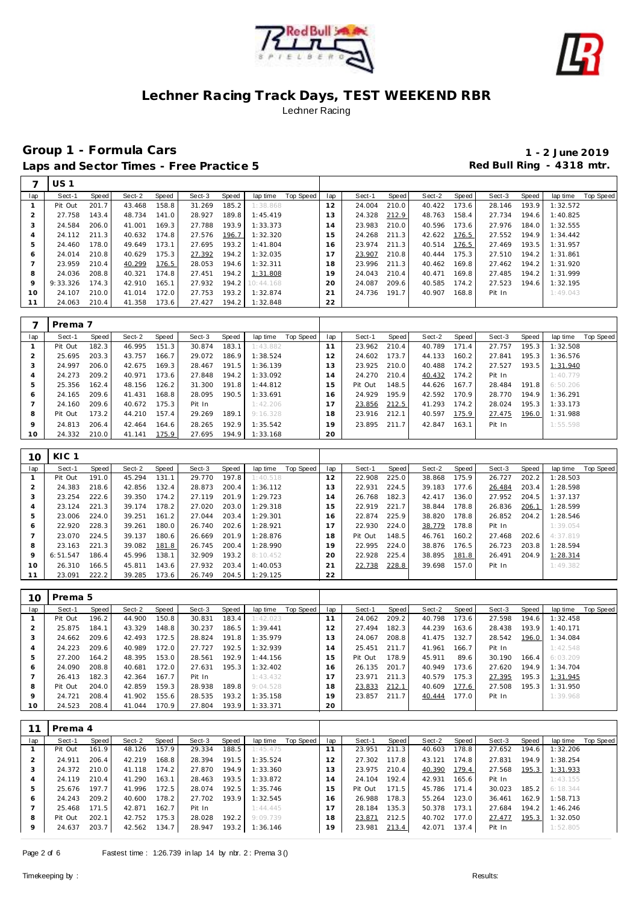# Lechner Racing Track Days, TEST WEEKEND RBR

Lechner Racing

## Group 1 - Formula Cars

**1 - 2 June 2019**

### Laps and Sector Times - Free Practice 5

**Red Bull Ring - 4318 mtr.**

| 7 | US 1 | | | | | | | | | | | | | | | | | |
|---|---|---|---|---|---|---|---|---|---|---|---|---|---|---|---|---|---|---|
| lap | Sect-1 | Speed | Sect-2 | Speed | Sect-3 | Speed | lap time | Top Speed | lap | Sect-1 | Speed | Sect-2 | Speed | Sect-3 | Speed | lap time | Top Speed |
| 1 | Pit Out | 201.7 | 43.468 | 158.8 | 31.269 | 185.2 | 1:38.868 | | 12 | 24.004 | 210.0 | 40.422 | 173.6 | 28.146 | 193.9 | 1:32.572 | |
| 2 | 27.758 | 143.4 | 48.734 | 141.0 | 28.927 | 189.8 | 1:45.419 | | 13 | 24.328 | 212.9 | 48.763 | 158.4 | 27.734 | 194.6 | 1:40.825 | |
| 3 | 24.584 | 206.0 | 41.001 | 169.3 | 27.788 | 193.9 | 1:33.373 | | 14 | 23.983 | 210.0 | 40.596 | 173.6 | 27.976 | 184.0 | 1:32.555 | |
| 4 | 24.112 | 211.3 | 40.632 | 174.8 | 27.576 | 196.7 | 1:32.320 | | 15 | 24.268 | 211.3 | 42.622 | 176.5 | 27.552 | 194.9 | 1:34.442 | |
| 5 | 24.460 | 178.0 | 49.649 | 173.1 | 27.695 | 193.2 | 1:41.804 | | 16 | 23.974 | 211.3 | 40.514 | 176.5 | 27.469 | 193.5 | 1:31.957 | |
| 6 | 24.014 | 210.8 | 40.629 | 175.3 | 27.392 | 194.2 | 1:32.035 | | 17 | 23.907 | 210.8 | 40.444 | 175.3 | 27.510 | 194.2 | 1:31.861 | |
| 7 | 23.959 | 210.4 | 40.299 | 176.5 | 28.053 | 194.6 | 1:32.311 | | 18 | 23.996 | 211.3 | 40.462 | 169.8 | 27.462 | 194.2 | 1:31.920 | |
| 8 | 24.036 | 208.8 | 40.321 | 174.8 | 27.451 | 194.2 | 1:31.808 | | 19 | 24.043 | 210.4 | 40.471 | 169.8 | 27.485 | 194.2 | 1:31.999 | |
| 9 | 9:33.326 | 174.3 | 42.910 | 165.1 | 27.932 | 194.2 | 10:44.168 | | 20 | 24.087 | 209.6 | 40.585 | 174.2 | 27.523 | 194.6 | 1:32.195 | |
| 10 | 24.107 | 210.0 | 41.014 | 172.0 | 27.753 | 193.2 | 1:32.874 | | 21 | 24.736 | 191.7 | 40.907 | 168.8 | Pit In | | 1:49.043 | |
| 11 | 24.063 | 210.4 | 41.358 | 173.6 | 27.427 | 194.2 | 1:32.848 | | 22 | | | | | | | | |

| 7 | Prema 7 | | | | | | | | | | | | | | | | | |
|---|---|---|---|---|---|---|---|---|---|---|---|---|---|---|---|---|---|---|
| lap | Sect-1 | Speed | Sect-2 | Speed | Sect-3 | Speed | lap time | Top Speed | lap | Sect-1 | Speed | Sect-2 | Speed | Sect-3 | Speed | lap time | Top Speed |
| 1 | Pit Out | 182.3 | 46.995 | 151.3 | 30.874 | 183.1 | 1:43.882 | | 11 | 23.962 | 210.4 | 40.789 | 171.4 | 27.757 | 195.3 | 1:32.508 | |
| 2 | 25.695 | 203.3 | 43.757 | 166.7 | 29.072 | 186.9 | 1:38.524 | | 12 | 24.602 | 173.7 | 44.133 | 160.2 | 27.841 | 195.3 | 1:36.576 | |
| 3 | 24.997 | 206.0 | 42.675 | 169.3 | 28.467 | 191.5 | 1:36.139 | | 13 | 23.925 | 210.0 | 40.488 | 174.2 | 27.527 | 193.5 | 1:31.940 | |
| 4 | 24.273 | 209.2 | 40.971 | 173.6 | 27.848 | 194.2 | 1:33.092 | | 14 | 24.270 | 210.4 | 40.432 | 174.2 | Pit In | | 1:40.779 | |
| 5 | 25.356 | 162.4 | 48.156 | 126.2 | 31.300 | 191.8 | 1:44.812 | | 15 | Pit Out | 148.5 | 44.626 | 167.7 | 28.484 | 191.8 | 6:50.206 | |
| 6 | 24.165 | 209.6 | 41.431 | 168.8 | 28.095 | 190.5 | 1:33.691 | | 16 | 24.929 | 195.9 | 42.592 | 170.9 | 28.770 | 194.9 | 1:36.291 | |
| 7 | 24.160 | 209.6 | 40.672 | 175.3 | Pit In | | 1:42.206 | | 17 | 23.856 | 212.5 | 41.293 | 174.2 | 28.024 | 195.3 | 1:33.173 | |
| 8 | Pit Out | 173.2 | 44.210 | 157.4 | 29.269 | 189.1 | 9:16.328 | | 18 | 23.916 | 212.1 | 40.597 | 175.9 | 27.475 | 196.0 | 1:31.988 | |
| 9 | 24.813 | 206.4 | 42.464 | 164.6 | 28.265 | 192.9 | 1:35.542 | | 19 | 23.895 | 211.7 | 42.847 | 163.1 | Pit In | | 1:55.598 | |
| 10 | 24.332 | 210.0 | 41.141 | 175.9 | 27.695 | 194.9 | 1:33.168 | | 20 | | | | | | | | |

| 10 | KIC 1 | | | | | | | | | | | | | | | | | |
|---|---|---|---|---|---|---|---|---|---|---|---|---|---|---|---|---|---|---|
| lap | Sect-1 | Speed | Sect-2 | Speed | Sect-3 | Speed | lap time | Top Speed | lap | Sect-1 | Speed | Sect-2 | Speed | Sect-3 | Speed | lap time | Top Speed |
| 1 | Pit Out | 191.0 | 45.294 | 131.1 | 29.770 | 197.8 | 1:40.518 | | 12 | 22.908 | 225.0 | 38.868 | 175.9 | 26.727 | 202.2 | 1:28.503 | |
| 2 | 24.383 | 218.6 | 42.856 | 132.4 | 28.873 | 200.4 | 1:36.112 | | 13 | 22.931 | 224.5 | 39.183 | 177.6 | 26.484 | 203.4 | 1:28.598 | |
| 3 | 23.254 | 222.6 | 39.350 | 174.2 | 27.119 | 201.9 | 1:29.723 | | 14 | 26.768 | 182.3 | 42.417 | 136.0 | 27.952 | 204.5 | 1:37.137 | |
| 4 | 23.124 | 221.3 | 39.174 | 178.2 | 27.020 | 203.0 | 1:29.318 | | 15 | 22.919 | 221.7 | 38.844 | 178.8 | 26.836 | 206.1 | 1:28.599 | |
| 5 | 23.006 | 224.0 | 39.251 | 161.2 | 27.044 | 203.4 | 1:29.301 | | 16 | 22.874 | 225.9 | 38.820 | 178.8 | 26.852 | 204.2 | 1:28.546 | |
| 6 | 22.920 | 228.3 | 39.261 | 180.0 | 26.740 | 202.6 | 1:28.921 | | 17 | 22.930 | 224.0 | 38.779 | 178.8 | Pit In | | 1:39.054 | |
| 7 | 23.070 | 224.5 | 39.137 | 180.6 | 26.669 | 201.9 | 1:28.876 | | 18 | Pit Out | 148.5 | 46.761 | 160.2 | 27.468 | 202.6 | 4:37.819 | |
| 8 | 23.163 | 221.3 | 39.082 | 181.8 | 26.745 | 200.4 | 1:28.990 | | 19 | 22.995 | 224.0 | 38.876 | 176.5 | 26.723 | 203.8 | 1:28.594 | |
| 9 | 6:51.547 | 186.4 | 45.996 | 138.1 | 32.909 | 193.2 | 8:10.452 | | 20 | 22.928 | 225.4 | 38.895 | 181.8 | 26.491 | 204.9 | 1:28.314 | |
| 10 | 26.310 | 166.5 | 45.811 | 143.6 | 27.932 | 203.4 | 1:40.053 | | 21 | 22.738 | 228.8 | 39.698 | 157.0 | Pit In | | 1:49.382 | |
| 11 | 23.091 | 222.2 | 39.285 | 173.6 | 26.749 | 204.5 | 1:29.125 | | 22 | | | | | | | | |

| 10 | Prema 5 | | | | | | | | | | | | | | | | | |
|---|---|---|---|---|---|---|---|---|---|---|---|---|---|---|---|---|---|---|
| lap | Sect-1 | Speed | Sect-2 | Speed | Sect-3 | Speed | lap time | Top Speed | lap | Sect-1 | Speed | Sect-2 | Speed | Sect-3 | Speed | lap time | Top Speed |
| 1 | Pit Out | 196.2 | 44.900 | 150.8 | 30.831 | 183.4 | 1:42.023 | | 11 | 24.062 | 209.2 | 40.798 | 173.6 | 27.598 | 194.6 | 1:32.458 | |
| 2 | 25.875 | 184.1 | 43.329 | 148.8 | 30.237 | 186.5 | 1:39.441 | | 12 | 27.494 | 182.3 | 44.239 | 163.6 | 28.438 | 193.9 | 1:40.171 | |
| 3 | 24.662 | 209.6 | 42.493 | 172.5 | 28.824 | 191.8 | 1:35.979 | | 13 | 24.067 | 208.8 | 41.475 | 132.7 | 28.542 | 196.0 | 1:34.084 | |
| 4 | 24.223 | 209.6 | 40.989 | 172.0 | 27.727 | 192.5 | 1:32.939 | | 14 | 25.451 | 211.7 | 41.961 | 166.7 | Pit In | | 1:42.548 | |
| 5 | 27.200 | 164.2 | 48.395 | 153.0 | 28.561 | 192.9 | 1:44.156 | | 15 | Pit Out | 178.9 | 45.911 | 89.6 | 30.190 | 166.4 | 6:03.209 | |
| 6 | 24.090 | 208.8 | 40.681 | 172.0 | 27.631 | 195.3 | 1:32.402 | | 16 | 26.135 | 201.7 | 40.949 | 173.6 | 27.620 | 194.9 | 1:34.704 | |
| 7 | 26.413 | 182.3 | 42.364 | 167.7 | Pit In | | 1:43.432 | | 17 | 23.971 | 211.3 | 40.579 | 175.3 | 27.395 | 195.3 | 1:31.945 | |
| 8 | Pit Out | 204.0 | 42.859 | 159.3 | 28.938 | 189.8 | 9:04.528 | | 18 | 23.833 | 212.1 | 40.609 | 177.6 | 27.508 | 195.3 | 1:31.950 | |
| 9 | 24.721 | 208.4 | 41.902 | 155.6 | 28.535 | 193.2 | 1:35.158 | | 19 | 23.857 | 211.7 | 40.444 | 177.0 | Pit In | | 1:39.968 | |
| 10 | 24.523 | 208.4 | 41.044 | 170.9 | 27.804 | 193.9 | 1:33.371 | | 20 | | | | | | | | |

| 11 | Prema 4 | | | | | | | | | | | | | | | | | |
|---|---|---|---|---|---|---|---|---|---|---|---|---|---|---|---|---|---|---|
| lap | Sect-1 | Speed | Sect-2 | Speed | Sect-3 | Speed | lap time | Top Speed | lap | Sect-1 | Speed | Sect-2 | Speed | Sect-3 | Speed | lap time | Top Speed |
| 1 | Pit Out | 161.9 | 48.126 | 157.9 | 29.334 | 188.5 | 1:45.475 | | 11 | 23.951 | 211.3 | 40.603 | 178.8 | 27.652 | 194.6 | 1:32.206 | |
| 2 | 24.911 | 206.4 | 42.219 | 168.8 | 28.394 | 191.5 | 1:35.524 | | 12 | 27.302 | 117.8 | 43.121 | 174.8 | 27.831 | 194.9 | 1:38.254 | |
| 3 | 24.372 | 210.0 | 41.118 | 174.2 | 27.870 | 194.9 | 1:33.360 | | 13 | 23.975 | 210.4 | 40.390 | 179.4 | 27.568 | 195.3 | 1:31.933 | |
| 4 | 24.119 | 210.4 | 41.290 | 163.1 | 28.463 | 193.5 | 1:33.872 | | 14 | 24.104 | 192.4 | 42.931 | 165.6 | Pit In | | 1:43.155 | |
| 5 | 25.676 | 197.7 | 41.996 | 172.5 | 28.074 | 192.5 | 1:35.746 | | 15 | Pit Out | 171.5 | 45.786 | 171.4 | 30.023 | 185.2 | 6:18.344 | |
| 6 | 24.243 | 209.2 | 40.600 | 178.2 | 27.702 | 193.9 | 1:32.545 | | 16 | 26.988 | 178.3 | 55.264 | 123.0 | 36.461 | 162.9 | 1:58.713 | |
| 7 | 25.468 | 171.5 | 42.871 | 162.7 | Pit In | | 1:44.445 | | 17 | 28.184 | 135.3 | 50.378 | 173.1 | 27.684 | 194.2 | 1:46.246 | |
| 8 | Pit Out | 202.1 | 42.752 | 175.3 | 28.028 | 192.2 | 9:09.739 | | 18 | 23.871 | 212.5 | 40.702 | 177.0 | 27.477 | 195.3 | 1:32.050 | |
| 9 | 24.637 | 203.7 | 42.562 | 134.7 | 28.947 | 193.2 | 1:36.146 | | 19 | 23.981 | 213.4 | 42.071 | 137.4 | Pit In | | 1:52.805 | |

Fastest time : 1:26.739 in lap 14 by nbr. 2 : Prema 3 ()

Timekeeping by : Results: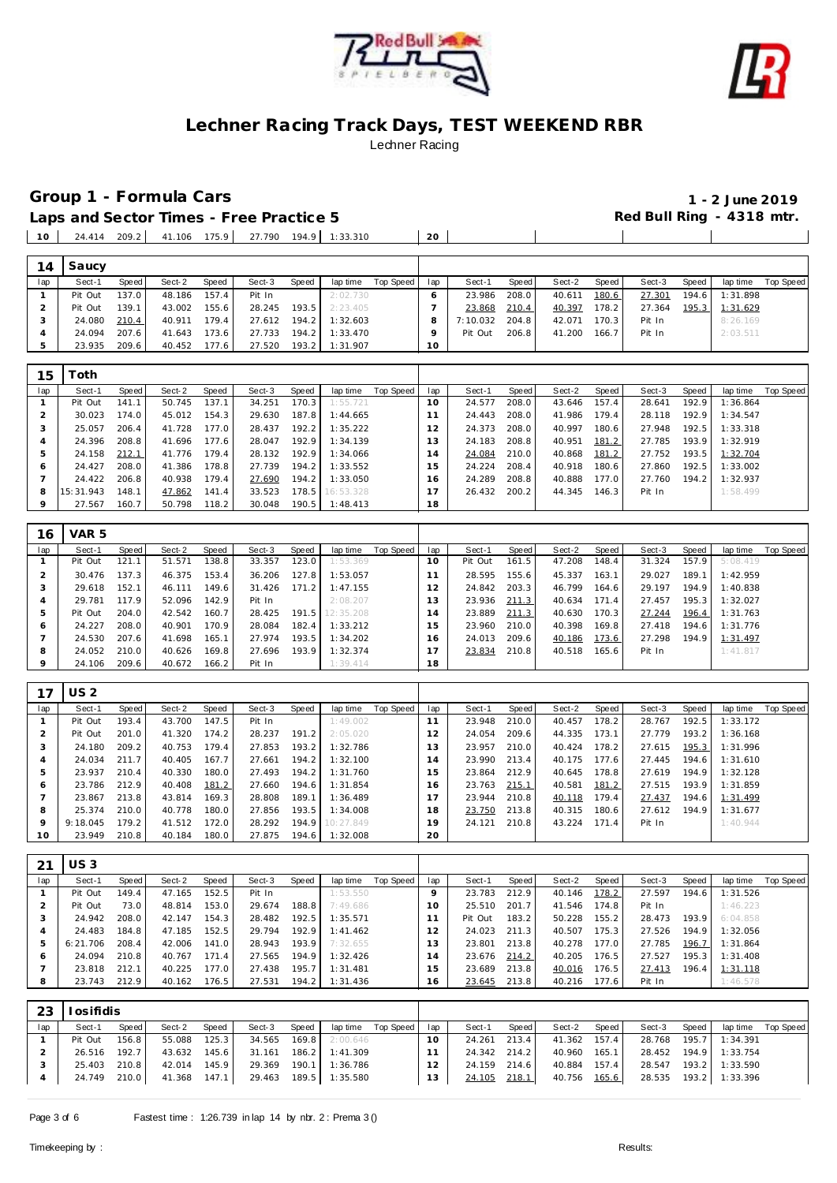# Lechner Racing Track Days, TEST WEEKEND RBR

Lechner Racing

## Group 1 - Formula Cars

**1 - 2 June 2019**

**Laps and Sector Times - Free Practice 5**

**Red Bull Ring - 4318 mtr.**

| lap | Sect-1 | Speed | Sect-2 | Speed | Sect-3 | Speed | lap time | Top Speed | lap | Sect-1 | Speed | Sect-2 | Speed | Sect-3 | Speed | lap time | Top Speed |
|---|---|---|---|---|---|---|---|---|---|---|---|---|---|---|---|---|---|
| 10 | 24.414 | 209.2 | 41.106 | 175.9 | 27.790 | 194.9 | 1:33.310 | | 20 | | | | | | | | |

### 14 Saucy

| lap | Sect-1 | Speed | Sect-2 | Speed | Sect-3 | Speed | lap time | Top Speed | lap | Sect-1 | Speed | Sect-2 | Speed | Sect-3 | Speed | lap time | Top Speed |
|---|---|---|---|---|---|---|---|---|---|---|---|---|---|---|---|---|---|
| 1 | Pit Out | 137.0 | 48.186 | 157.4 | Pit In | | 2:02.730 | | 6 | 23.986 | 208.0 | 40.611 | 180.6 | 27.301 | 194.6 | 1:31.898 | |
| 2 | Pit Out | 139.1 | 43.002 | 155.6 | 28.245 | 193.5 | 2:23.405 | | 7 | 23.868 | 210.4 | 40.397 | 178.2 | 27.364 | 195.3 | 1:31.629 | |
| 3 | 24.080 | 210.4 | 40.911 | 179.4 | 27.612 | 194.2 | 1:32.603 | | 8 | 7:10.032 | 204.8 | 42.071 | 170.3 | Pit In | | 8:26.169 | |
| 4 | 24.094 | 207.6 | 41.643 | 173.6 | 27.733 | 194.2 | 1:33.470 | | 9 | Pit Out | 206.8 | 41.200 | 166.7 | Pit In | | 2:03.511 | |
| 5 | 23.935 | 209.6 | 40.452 | 177.6 | 27.520 | 193.2 | 1:31.907 | | 10 | | | | | | | | |

### 15 Toth

| lap | Sect-1 | Speed | Sect-2 | Speed | Sect-3 | Speed | lap time | Top Speed | lap | Sect-1 | Speed | Sect-2 | Speed | Sect-3 | Speed | lap time | Top Speed |
|---|---|---|---|---|---|---|---|---|---|---|---|---|---|---|---|---|---|
| 1 | Pit Out | 141.1 | 50.745 | 137.1 | 34.251 | 170.3 | 1:55.721 | | 10 | 24.577 | 208.0 | 43.646 | 157.4 | 28.641 | 192.9 | 1:36.864 | |
| 2 | 30.023 | 174.0 | 45.012 | 154.3 | 29.630 | 187.8 | 1:44.665 | | 11 | 24.443 | 208.0 | 41.986 | 179.4 | 28.118 | 192.9 | 1:34.547 | |
| 3 | 25.057 | 206.4 | 41.728 | 177.0 | 28.437 | 192.2 | 1:35.222 | | 12 | 24.373 | 208.0 | 40.997 | 180.6 | 27.948 | 192.5 | 1:33.318 | |
| 4 | 24.396 | 208.8 | 41.696 | 177.6 | 28.047 | 192.9 | 1:34.139 | | 13 | 24.183 | 208.8 | 40.951 | 181.2 | 27.785 | 193.9 | 1:32.919 | |
| 5 | 24.158 | 212.1 | 41.776 | 179.4 | 28.132 | 192.9 | 1:34.066 | | 14 | 24.084 | 210.0 | 40.868 | 181.2 | 27.752 | 193.5 | 1:32.704 | |
| 6 | 24.427 | 208.0 | 41.386 | 178.8 | 27.739 | 194.2 | 1:33.552 | | 15 | 24.224 | 208.4 | 40.918 | 180.6 | 27.860 | 192.5 | 1:33.002 | |
| 7 | 24.422 | 206.8 | 40.938 | 179.4 | 27.690 | 194.2 | 1:33.050 | | 16 | 24.289 | 208.8 | 40.888 | 177.0 | 27.760 | 194.2 | 1:32.937 | |
| 8 | 15:31.943 | 148.1 | 47.862 | 141.4 | 33.523 | 178.5 | 16:53.328 | | 17 | 26.432 | 200.2 | 44.345 | 146.3 | Pit In | | 1:58.499 | |
| 9 | 27.567 | 160.7 | 50.798 | 118.2 | 30.048 | 190.5 | 1:48.413 | | 18 | | | | | | | | |

### 16 VAR 5

| lap | Sect-1 | Speed | Sect-2 | Speed | Sect-3 | Speed | lap time | Top Speed | lap | Sect-1 | Speed | Sect-2 | Speed | Sect-3 | Speed | lap time | Top Speed |
|---|---|---|---|---|---|---|---|---|---|---|---|---|---|---|---|---|---|
| 1 | Pit Out | 121.1 | 51.571 | 138.8 | 33.357 | 123.0 | 1:53.369 | | 10 | Pit Out | 161.5 | 47.208 | 148.4 | 31.324 | 157.9 | 5:08.419 | |
| 2 | 30.476 | 137.3 | 46.375 | 153.4 | 36.206 | 127.8 | 1:53.057 | | 11 | 28.595 | 155.6 | 45.337 | 163.1 | 29.027 | 189.1 | 1:42.959 | |
| 3 | 29.618 | 152.1 | 46.111 | 149.6 | 31.426 | 171.2 | 1:47.155 | | 12 | 24.842 | 203.3 | 46.799 | 164.6 | 29.197 | 194.9 | 1:40.838 | |
| 4 | 29.781 | 117.9 | 52.096 | 142.9 | Pit In | | 2:08.207 | | 13 | 23.936 | 211.3 | 40.634 | 171.4 | 27.457 | 195.3 | 1:32.027 | |
| 5 | Pit Out | 204.0 | 42.542 | 160.7 | 28.425 | 191.5 | 12:35.208 | | 14 | 23.889 | 211.3 | 40.630 | 170.3 | 27.244 | 196.4 | 1:31.763 | |
| 6 | 24.227 | 208.0 | 40.901 | 170.9 | 28.084 | 182.4 | 1:33.212 | | 15 | 23.960 | 210.0 | 40.398 | 169.8 | 27.418 | 194.6 | 1:31.776 | |
| 7 | 24.530 | 207.6 | 41.698 | 165.1 | 27.974 | 193.5 | 1:34.202 | | 16 | 24.013 | 209.6 | 40.186 | 173.6 | 27.298 | 194.9 | 1:31.497 | |
| 8 | 24.052 | 210.0 | 40.626 | 169.8 | 27.696 | 193.9 | 1:32.374 | | 17 | 23.834 | 210.8 | 40.518 | 165.6 | Pit In | | 1:41.817 | |
| 9 | 24.106 | 209.6 | 40.672 | 166.2 | Pit In | | 1:39.414 | | 18 | | | | | | | | |

### 17 US 2

| lap | Sect-1 | Speed | Sect-2 | Speed | Sect-3 | Speed | lap time | Top Speed | lap | Sect-1 | Speed | Sect-2 | Speed | Sect-3 | Speed | lap time | Top Speed |
|---|---|---|---|---|---|---|---|---|---|---|---|---|---|---|---|---|---|
| 1 | Pit Out | 193.4 | 43.700 | 147.5 | Pit In | | 1:49.002 | | 11 | 23.948 | 210.0 | 40.457 | 178.2 | 28.767 | 192.5 | 1:33.172 | |
| 2 | Pit Out | 201.0 | 41.320 | 174.2 | 28.237 | 191.2 | 2:05.020 | | 12 | 24.054 | 209.6 | 44.335 | 173.1 | 27.779 | 193.2 | 1:36.168 | |
| 3 | 24.180 | 209.2 | 40.753 | 179.4 | 27.853 | 193.2 | 1:32.786 | | 13 | 23.957 | 210.0 | 40.424 | 178.2 | 27.615 | 195.3 | 1:31.996 | |
| 4 | 24.034 | 211.7 | 40.405 | 167.7 | 27.661 | 194.2 | 1:32.100 | | 14 | 23.990 | 213.4 | 40.175 | 177.6 | 27.445 | 194.6 | 1:31.610 | |
| 5 | 23.937 | 210.4 | 40.330 | 180.0 | 27.493 | 194.2 | 1:31.760 | | 15 | 23.864 | 212.9 | 40.645 | 178.8 | 27.619 | 194.9 | 1:32.128 | |
| 6 | 23.786 | 212.9 | 40.408 | 181.2 | 27.660 | 194.6 | 1:31.854 | | 16 | 23.763 | 215.1 | 40.581 | 181.2 | 27.515 | 193.9 | 1:31.859 | |
| 7 | 23.867 | 213.8 | 43.814 | 169.3 | 28.808 | 189.1 | 1:36.489 | | 17 | 23.944 | 210.8 | 40.118 | 179.4 | 27.437 | 194.6 | 1:31.499 | |
| 8 | 25.374 | 210.0 | 40.778 | 180.0 | 27.856 | 193.5 | 1:34.008 | | 18 | 23.750 | 213.8 | 40.315 | 180.6 | 27.612 | 194.9 | 1:31.677 | |
| 9 | 9:18.045 | 179.2 | 41.512 | 172.0 | 28.292 | 194.9 | 10:27.849 | | 19 | 24.121 | 210.8 | 43.224 | 171.4 | Pit In | | 1:40.944 | |
| 10 | 23.949 | 210.8 | 40.184 | 180.0 | 27.875 | 194.6 | 1:32.008 | | 20 | | | | | | | | |

### 21 US 3

| lap | Sect-1 | Speed | Sect-2 | Speed | Sect-3 | Speed | lap time | Top Speed | lap | Sect-1 | Speed | Sect-2 | Speed | Sect-3 | Speed | lap time | Top Speed |
|---|---|---|---|---|---|---|---|---|---|---|---|---|---|---|---|---|---|
| 1 | Pit Out | 149.4 | 47.165 | 152.5 | Pit In | | 1:53.550 | | 9 | 23.783 | 212.9 | 40.146 | 178.2 | 27.597 | 194.6 | 1:31.526 | |
| 2 | Pit Out | 73.0 | 48.814 | 153.0 | 29.674 | 188.8 | 7:49.686 | | 10 | 25.510 | 201.7 | 41.546 | 174.8 | Pit In | | 1:46.223 | |
| 3 | 24.942 | 208.0 | 42.147 | 154.3 | 28.482 | 192.5 | 1:35.571 | | 11 | Pit Out | 183.2 | 50.228 | 155.2 | 28.473 | 193.9 | 6:04.858 | |
| 4 | 24.483 | 184.8 | 47.185 | 152.5 | 29.794 | 192.9 | 1:41.462 | | 12 | 24.023 | 211.3 | 40.507 | 175.3 | 27.526 | 194.9 | 1:32.056 | |
| 5 | 6:21.706 | 208.4 | 42.006 | 141.0 | 28.943 | 193.9 | 7:32.655 | | 13 | 23.801 | 213.8 | 40.278 | 177.0 | 27.785 | 196.7 | 1:31.864 | |
| 6 | 24.094 | 210.8 | 40.767 | 171.4 | 27.565 | 194.9 | 1:32.426 | | 14 | 23.676 | 214.2 | 40.205 | 176.5 | 27.527 | 195.3 | 1:31.408 | |
| 7 | 23.818 | 212.1 | 40.225 | 177.0 | 27.438 | 195.7 | 1:31.481 | | 15 | 23.689 | 213.8 | 40.016 | 176.5 | 27.413 | 196.4 | 1:31.118 | |
| 8 | 23.743 | 212.9 | 40.162 | 176.5 | 27.531 | 194.2 | 1:31.436 | | 16 | 23.645 | 213.8 | 40.216 | 177.6 | Pit In | | 1:46.578 | |

### 23 Iosifidis

| lap | Sect-1 | Speed | Sect-2 | Speed | Sect-3 | Speed | lap time | Top Speed | lap | Sect-1 | Speed | Sect-2 | Speed | Sect-3 | Speed | lap time | Top Speed |
|---|---|---|---|---|---|---|---|---|---|---|---|---|---|---|---|---|---|
| 1 | Pit Out | 156.8 | 55.088 | 125.3 | 34.565 | 169.8 | 2:00.646 | | 10 | 24.261 | 213.4 | 41.362 | 157.4 | 28.768 | 195.7 | 1:34.391 | |
| 2 | 26.516 | 192.7 | 43.632 | 145.6 | 31.161 | 186.2 | 1:41.309 | | 11 | 24.342 | 214.2 | 40.960 | 165.1 | 28.452 | 194.9 | 1:33.754 | |
| 3 | 25.403 | 210.8 | 42.014 | 145.9 | 29.369 | 190.1 | 1:36.786 | | 12 | 24.159 | 214.6 | 40.884 | 157.4 | 28.547 | 193.2 | 1:33.590 | |
| 4 | 24.749 | 210.0 | 41.368 | 147.1 | 29.463 | 189.5 | 1:35.580 | | 13 | 24.105 | 218.1 | 40.756 | 165.6 | 28.535 | 193.2 | 1:33.396 | |

Fastest time : 1:26.739 in lap 14 by nbr. 2 : Prema 3 ()

Timekeeping by : Results: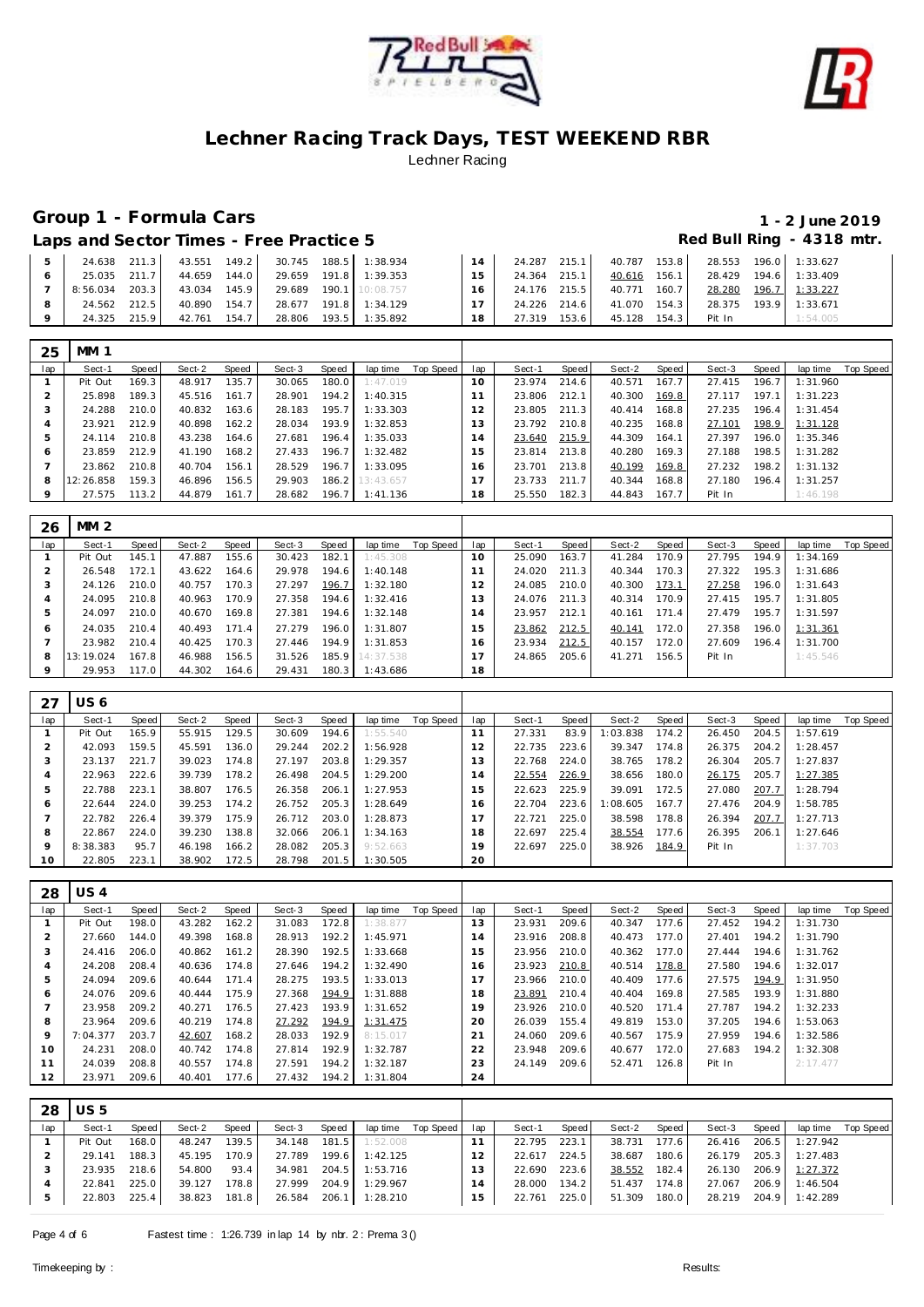# Lechner Racing Track Days, TEST WEEKEND RBR

Lechner Racing

## Group 1 - Formula Cars

**1 - 2 June 2019**

### Laps and Sector Times - Free Practice 5

**Red Bull Ring - 4318 mtr.**

| lap | Sect-1 | Speed | Sect-2 | Speed | Sect-3 | Speed | lap time | Top Speed | lap | Sect-1 | Speed | Sect-2 | Speed | Sect-3 | Speed | lap time | Top Speed |
|---|---|---|---|---|---|---|---|---|---|---|---|---|---|---|---|---|---|
| 5 | 24.638 | 211.3 | 43.551 | 149.2 | 30.745 | 188.5 | 1:38.934 | | 14 | 24.287 | 215.1 | 40.787 | 153.8 | 28.553 | 196.0 | 1:33.627 | |
| 6 | 25.035 | 211.7 | 44.659 | 144.0 | 29.659 | 191.8 | 1:39.353 | | 15 | 24.364 | 215.1 | 40.616 | 156.1 | 28.429 | 194.6 | 1:33.409 | |
| 7 | 8:56.034 | 203.3 | 43.034 | 145.9 | 29.689 | 190.1 | 10:08.757 | | 16 | 24.176 | 215.5 | 40.771 | 160.7 | 28.280 | 196.7 | 1:33.227 | |
| 8 | 24.562 | 212.5 | 40.890 | 154.7 | 28.677 | 191.8 | 1:34.129 | | 17 | 24.226 | 214.6 | 41.070 | 154.3 | 28.375 | 193.9 | 1:33.671 | |
| 9 | 24.325 | 215.9 | 42.761 | 154.7 | 28.806 | 193.5 | 1:35.892 | | 18 | 27.319 | 153.6 | 45.128 | 154.3 | Pit In | | 1:54.005 | |

**25 MM 1**

| lap | Sect-1 | Speed | Sect-2 | Speed | Sect-3 | Speed | lap time | Top Speed | lap | Sect-1 | Speed | Sect-2 | Speed | Sect-3 | Speed | lap time | Top Speed |
|---|---|---|---|---|---|---|---|---|---|---|---|---|---|---|---|---|---|
| 1 | Pit Out | 169.3 | 48.917 | 135.7 | 30.065 | 180.0 | 1:47.019 | | 10 | 23.974 | 214.6 | 40.571 | 167.7 | 27.415 | 196.7 | 1:31.960 | |
| 2 | 25.898 | 189.3 | 45.516 | 161.7 | 28.901 | 194.2 | 1:40.315 | | 11 | 23.806 | 212.1 | 40.300 | 169.8 | 27.117 | 197.1 | 1:31.223 | |
| 3 | 24.288 | 210.0 | 40.832 | 163.6 | 28.183 | 195.7 | 1:33.303 | | 12 | 23.805 | 211.3 | 40.414 | 168.8 | 27.235 | 196.4 | 1:31.454 | |
| 4 | 23.921 | 212.9 | 40.898 | 162.2 | 28.034 | 193.9 | 1:32.853 | | 13 | 23.792 | 210.8 | 40.235 | 168.8 | 27.101 | 198.9 | 1:31.128 | |
| 5 | 24.114 | 210.8 | 43.238 | 164.6 | 27.681 | 196.4 | 1:35.033 | | 14 | 23.640 | 215.9 | 44.309 | 164.1 | 27.397 | 196.0 | 1:35.346 | |
| 6 | 23.859 | 212.9 | 41.190 | 168.2 | 27.433 | 196.7 | 1:32.482 | | 15 | 23.814 | 213.8 | 40.280 | 169.3 | 27.188 | 198.5 | 1:31.282 | |
| 7 | 23.862 | 210.8 | 40.704 | 156.1 | 28.529 | 196.7 | 1:33.095 | | 16 | 23.701 | 213.8 | 40.199 | 169.8 | 27.232 | 198.2 | 1:31.132 | |
| 8 | 12:26.858 | 159.3 | 46.896 | 156.5 | 29.903 | 186.2 | 13:43.657 | | 17 | 23.733 | 211.7 | 40.344 | 168.8 | 27.180 | 196.4 | 1:31.257 | |
| 9 | 27.575 | 113.2 | 44.879 | 161.7 | 28.682 | 196.7 | 1:41.136 | | 18 | 25.550 | 182.3 | 44.843 | 167.7 | Pit In | | 1:46.198 | |

**26 MM 2**

| lap | Sect-1 | Speed | Sect-2 | Speed | Sect-3 | Speed | lap time | Top Speed | lap | Sect-1 | Speed | Sect-2 | Speed | Sect-3 | Speed | lap time | Top Speed |
|---|---|---|---|---|---|---|---|---|---|---|---|---|---|---|---|---|---|
| 1 | Pit Out | 145.1 | 47.887 | 155.6 | 30.423 | 182.1 | 1:45.308 | | 10 | 25.090 | 163.7 | 41.284 | 170.9 | 27.795 | 194.9 | 1:34.169 | |
| 2 | 26.548 | 172.1 | 43.622 | 164.6 | 29.978 | 194.6 | 1:40.148 | | 11 | 24.020 | 211.3 | 40.344 | 170.3 | 27.322 | 195.3 | 1:31.686 | |
| 3 | 24.126 | 210.0 | 40.757 | 170.3 | 27.297 | 196.7 | 1:32.180 | | 12 | 24.085 | 210.0 | 40.300 | 173.1 | 27.258 | 196.0 | 1:31.643 | |
| 4 | 24.095 | 210.8 | 40.963 | 170.9 | 27.358 | 194.6 | 1:32.416 | | 13 | 24.076 | 211.3 | 40.314 | 170.9 | 27.415 | 195.7 | 1:31.805 | |
| 5 | 24.097 | 210.0 | 40.670 | 169.8 | 27.381 | 194.6 | 1:32.148 | | 14 | 23.957 | 212.1 | 40.161 | 171.4 | 27.479 | 195.7 | 1:31.597 | |
| 6 | 24.035 | 210.4 | 40.493 | 171.4 | 27.279 | 196.0 | 1:31.807 | | 15 | 23.862 | 212.5 | 40.141 | 172.0 | 27.358 | 196.0 | 1:31.361 | |
| 7 | 23.982 | 210.4 | 40.425 | 170.3 | 27.446 | 194.9 | 1:31.853 | | 16 | 23.934 | 212.5 | 40.157 | 172.0 | 27.609 | 196.4 | 1:31.700 | |
| 8 | 13:19.024 | 167.8 | 46.988 | 156.5 | 31.526 | 185.9 | 14:37.538 | | 17 | 24.865 | 205.6 | 41.271 | 156.5 | Pit In | | 1:45.546 | |
| 9 | 29.953 | 117.0 | 44.302 | 164.6 | 29.431 | 180.3 | 1:43.686 | | 18 | | | | | | | | |

**27 US 6**

| lap | Sect-1 | Speed | Sect-2 | Speed | Sect-3 | Speed | lap time | Top Speed | lap | Sect-1 | Speed | Sect-2 | Speed | Sect-3 | Speed | lap time | Top Speed |
|---|---|---|---|---|---|---|---|---|---|---|---|---|---|---|---|---|---|
| 1 | Pit Out | 165.9 | 55.915 | 129.5 | 30.609 | 194.6 | 1:55.540 | | 11 | 27.331 | 83.9 | 1:03.838 | 174.2 | 26.450 | 204.5 | 1:57.619 | |
| 2 | 42.093 | 159.5 | 45.591 | 136.0 | 29.244 | 202.2 | 1:56.928 | | 12 | 22.735 | 223.6 | 39.347 | 174.8 | 26.375 | 204.2 | 1:28.457 | |
| 3 | 23.137 | 221.7 | 39.023 | 174.8 | 27.197 | 203.8 | 1:29.357 | | 13 | 22.768 | 224.0 | 38.765 | 178.2 | 26.304 | 205.7 | 1:27.837 | |
| 4 | 22.963 | 222.6 | 39.739 | 178.2 | 26.498 | 204.5 | 1:29.200 | | 14 | 22.554 | 226.9 | 38.656 | 180.0 | 26.175 | 205.7 | 1:27.385 | |
| 5 | 22.788 | 223.1 | 38.807 | 176.5 | 26.358 | 206.1 | 1:27.953 | | 15 | 22.623 | 225.9 | 39.091 | 172.5 | 27.080 | 207.7 | 1:28.794 | |
| 6 | 22.644 | 224.0 | 39.253 | 174.2 | 26.752 | 205.3 | 1:28.649 | | 16 | 22.704 | 223.6 | 1:08.605 | 167.7 | 27.476 | 204.9 | 1:58.785 | |
| 7 | 22.782 | 226.4 | 39.379 | 175.9 | 26.712 | 203.0 | 1:28.873 | | 17 | 22.721 | 225.0 | 38.598 | 178.8 | 26.394 | 207.7 | 1:27.713 | |
| 8 | 22.867 | 224.0 | 39.230 | 138.8 | 32.066 | 206.1 | 1:34.163 | | 18 | 22.697 | 225.4 | 38.554 | 177.6 | 26.395 | 206.1 | 1:27.646 | |
| 9 | 8:38.383 | 95.7 | 46.198 | 166.2 | 28.082 | 205.3 | 9:52.663 | | 19 | 22.697 | 225.0 | 38.926 | 184.9 | Pit In | | 1:37.703 | |
| 10 | 22.805 | 223.1 | 38.902 | 172.5 | 28.798 | 201.5 | 1:30.505 | | 20 | | | | | | | | |

**28 US 4**

| lap | Sect-1 | Speed | Sect-2 | Speed | Sect-3 | Speed | lap time | Top Speed | lap | Sect-1 | Speed | Sect-2 | Speed | Sect-3 | Speed | lap time | Top Speed |
|---|---|---|---|---|---|---|---|---|---|---|---|---|---|---|---|---|---|
| 1 | Pit Out | 198.0 | 43.282 | 162.2 | 31.083 | 172.8 | 1:38.877 | | 13 | 23.931 | 209.6 | 40.347 | 177.6 | 27.452 | 194.2 | 1:31.730 | |
| 2 | 27.660 | 144.0 | 49.398 | 168.8 | 28.913 | 192.2 | 1:45.971 | | 14 | 23.916 | 208.8 | 40.473 | 177.0 | 27.401 | 194.2 | 1:31.790 | |
| 3 | 24.416 | 206.0 | 40.862 | 161.2 | 28.390 | 192.5 | 1:33.668 | | 15 | 23.956 | 210.0 | 40.362 | 177.0 | 27.444 | 194.6 | 1:31.762 | |
| 4 | 24.208 | 208.4 | 40.636 | 174.8 | 27.646 | 194.2 | 1:32.490 | | 16 | 23.923 | 210.8 | 40.514 | 178.8 | 27.580 | 194.6 | 1:32.017 | |
| 5 | 24.094 | 209.6 | 40.644 | 171.4 | 28.275 | 193.5 | 1:33.013 | | 17 | 23.966 | 210.0 | 40.409 | 177.6 | 27.575 | 194.9 | 1:31.950 | |
| 6 | 24.076 | 209.6 | 40.444 | 175.9 | 27.368 | 194.9 | 1:31.888 | | 18 | 23.891 | 210.4 | 40.404 | 169.8 | 27.585 | 193.9 | 1:31.880 | |
| 7 | 23.958 | 209.2 | 40.271 | 176.5 | 27.423 | 193.9 | 1:31.652 | | 19 | 23.926 | 210.0 | 40.520 | 171.4 | 27.787 | 194.2 | 1:32.233 | |
| 8 | 23.964 | 209.6 | 40.219 | 174.8 | 27.292 | 194.9 | 1:31.475 | | 20 | 26.039 | 155.4 | 49.819 | 153.0 | 37.205 | 194.6 | 1:53.063 | |
| 9 | 7:04.377 | 203.7 | 42.607 | 168.2 | 28.033 | 192.9 | 8:15.017 | | 21 | 24.060 | 209.6 | 40.567 | 175.9 | 27.959 | 194.6 | 1:32.586 | |
| 10 | 24.231 | 208.0 | 40.742 | 174.8 | 27.814 | 192.9 | 1:32.787 | | 22 | 23.948 | 209.6 | 40.677 | 172.0 | 27.683 | 194.2 | 1:32.308 | |
| 11 | 24.039 | 208.8 | 40.557 | 174.8 | 27.591 | 194.2 | 1:32.187 | | 23 | 24.149 | 209.6 | 52.471 | 126.8 | Pit In | | 2:17.477 | |
| 12 | 23.971 | 209.6 | 40.401 | 177.6 | 27.432 | 194.2 | 1:31.804 | | 24 | | | | | | | | |

**28 US 5**

| lap | Sect-1 | Speed | Sect-2 | Speed | Sect-3 | Speed | lap time | Top Speed | lap | Sect-1 | Speed | Sect-2 | Speed | Sect-3 | Speed | lap time | Top Speed |
|---|---|---|---|---|---|---|---|---|---|---|---|---|---|---|---|---|---|
| 1 | Pit Out | 168.0 | 48.247 | 139.5 | 34.148 | 181.5 | 1:52.008 | | 11 | 22.795 | 223.1 | 38.731 | 177.6 | 26.416 | 206.5 | 1:27.942 | |
| 2 | 29.141 | 188.3 | 45.195 | 170.9 | 27.789 | 199.6 | 1:42.125 | | 12 | 22.617 | 224.5 | 38.687 | 180.6 | 26.179 | 205.3 | 1:27.483 | |
| 3 | 23.935 | 218.6 | 54.800 | 93.4 | 34.981 | 204.5 | 1:53.716 | | 13 | 22.690 | 223.6 | 38.552 | 182.4 | 26.130 | 206.9 | 1:27.372 | |
| 4 | 22.841 | 225.0 | 39.127 | 178.8 | 27.999 | 204.9 | 1:29.967 | | 14 | 28.000 | 134.2 | 51.437 | 174.8 | 27.067 | 206.9 | 1:46.504 | |
| 5 | 22.803 | 225.4 | 38.823 | 181.8 | 26.584 | 206.1 | 1:28.210 | | 15 | 22.761 | 225.0 | 51.309 | 180.0 | 28.219 | 204.9 | 1:42.289 | |

Fastest time : 1:26.739 in lap 14 by nbr. 2 : Prema 3 ()

Timekeeping by : Results: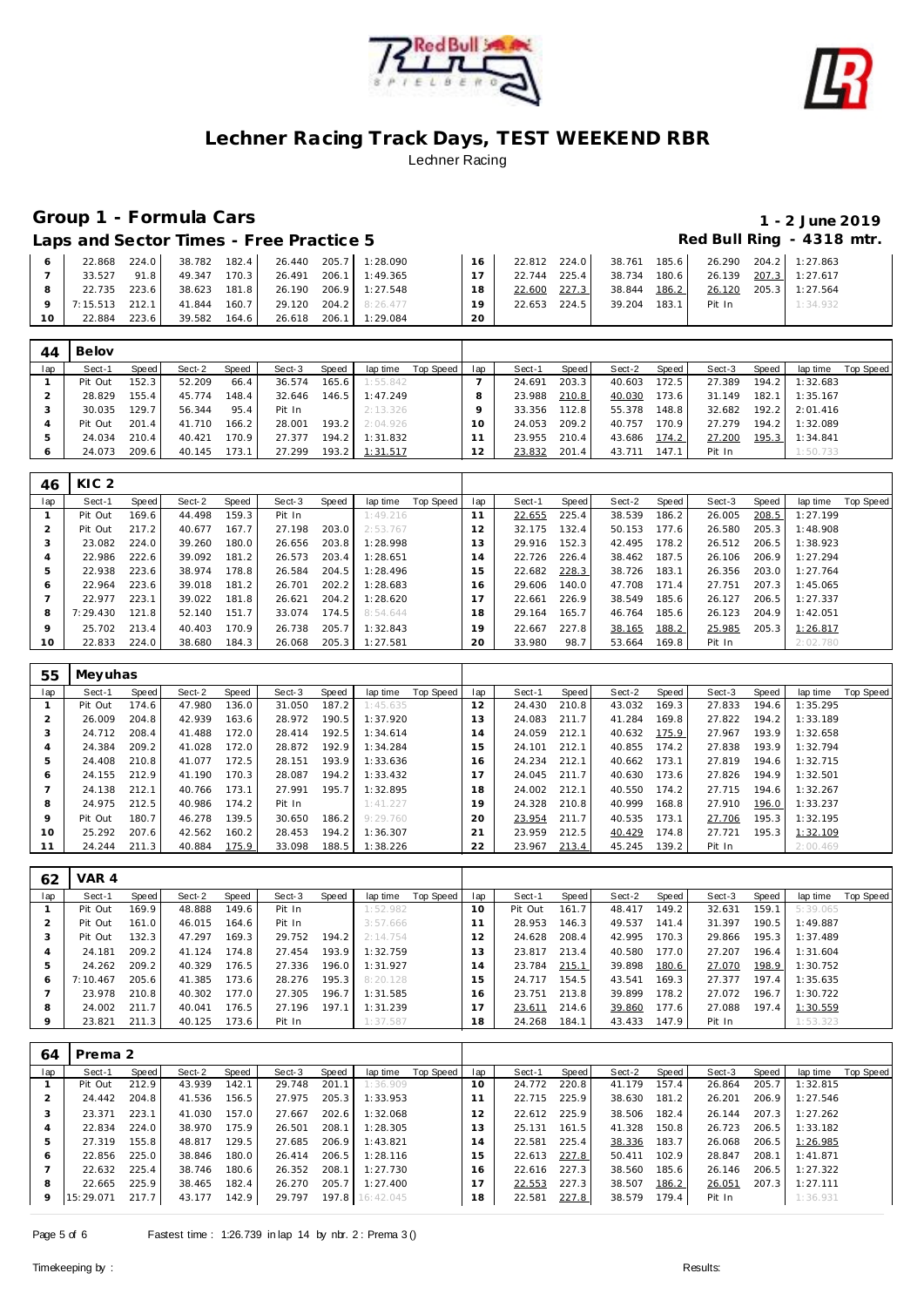# Lechner Racing Track Days, TEST WEEKEND RBR

Lechner Racing

## Group 1 - Formula Cars

**1 - 2 June 2019**

### Laps and Sector Times - Free Practice 5

**Red Bull Ring - 4318 mtr.**

| lap | Sect-1 | Speed | Sect-2 | Speed | Sect-3 | Speed | lap time | Top Speed | lap | Sect-1 | Speed | Sect-2 | Speed | Sect-3 | Speed | lap time | Top Speed |
|---|---|---|---|---|---|---|---|---|---|---|---|---|---|---|---|---|---|
| 6 | 22.868 | 224.0 | 38.782 | 182.4 | 26.440 | 205.7 | 1:28.090 | | 16 | 22.812 | 224.0 | 38.761 | 185.6 | 26.290 | 204.2 | 1:27.863 | |
| 7 | 33.527 | 91.8 | 49.347 | 170.3 | 26.491 | 206.1 | 1:49.365 | | 17 | 22.744 | 225.4 | 38.734 | 180.6 | 26.139 | 207.3 | 1:27.617 | |
| 8 | 22.735 | 223.6 | 38.623 | 181.8 | 26.190 | 206.9 | 1:27.548 | | 18 | 22.600 | 227.3 | 38.844 | 186.2 | 26.120 | 205.3 | 1:27.564 | |
| 9 | 7:15.513 | 212.1 | 41.844 | 160.7 | 29.120 | 204.2 | 8:26.477 | | 19 | 22.653 | 224.5 | 39.204 | 183.1 | Pit In | | 1:34.932 | |
| 10 | 22.884 | 223.6 | 39.582 | 164.6 | 26.618 | 206.1 | 1:29.084 | | 20 | | | | | | | | |

**44 Belov**

| lap | Sect-1 | Speed | Sect-2 | Speed | Sect-3 | Speed | lap time | Top Speed | lap | Sect-1 | Speed | Sect-2 | Speed | Sect-3 | Speed | lap time | Top Speed |
|---|---|---|---|---|---|---|---|---|---|---|---|---|---|---|---|---|---|
| 1 | Pit Out | 152.3 | 52.209 | 66.4 | 36.574 | 165.6 | 1:55.842 | | 7 | 24.691 | 203.3 | 40.603 | 172.5 | 27.389 | 194.2 | 1:32.683 | |
| 2 | 28.829 | 155.4 | 45.774 | 148.4 | 32.646 | 146.5 | 1:47.249 | | 8 | 23.988 | 210.8 | 40.030 | 173.6 | 31.149 | 182.1 | 1:35.167 | |
| 3 | 30.035 | 129.7 | 56.344 | 95.4 | Pit In | | 2:13.326 | | 9 | 33.356 | 112.8 | 55.378 | 148.8 | 32.682 | 192.2 | 2:01.416 | |
| 4 | Pit Out | 201.4 | 41.710 | 166.2 | 28.001 | 193.2 | 2:04.926 | | 10 | 24.053 | 209.2 | 40.757 | 170.9 | 27.279 | 194.2 | 1:32.089 | |
| 5 | 24.034 | 210.4 | 40.421 | 170.9 | 27.377 | 194.2 | 1:31.832 | | 11 | 23.955 | 210.4 | 43.686 | 174.2 | 27.200 | 195.3 | 1:34.841 | |
| 6 | 24.073 | 209.6 | 40.145 | 173.1 | 27.299 | 193.2 | 1:31.517 | | 12 | 23.832 | 201.4 | 43.711 | 147.1 | Pit In | | 1:50.733 | |

**46 KIC 2**

| lap | Sect-1 | Speed | Sect-2 | Speed | Sect-3 | Speed | lap time | Top Speed | lap | Sect-1 | Speed | Sect-2 | Speed | Sect-3 | Speed | lap time | Top Speed |
|---|---|---|---|---|---|---|---|---|---|---|---|---|---|---|---|---|---|
| 1 | Pit Out | 169.6 | 44.498 | 159.3 | Pit In | | 1:49.216 | | 11 | 22.655 | 225.4 | 38.539 | 186.2 | 26.005 | 208.5 | 1:27.199 | |
| 2 | Pit Out | 217.2 | 40.677 | 167.7 | 27.198 | 203.0 | 2:53.767 | | 12 | 32.175 | 132.4 | 50.153 | 177.6 | 26.580 | 205.3 | 1:48.908 | |
| 3 | 23.082 | 224.0 | 39.260 | 180.0 | 26.656 | 203.8 | 1:28.998 | | 13 | 29.916 | 152.3 | 42.495 | 178.2 | 26.512 | 206.5 | 1:38.923 | |
| 4 | 22.986 | 222.6 | 39.092 | 181.2 | 26.573 | 203.4 | 1:28.651 | | 14 | 22.726 | 226.4 | 38.462 | 187.5 | 26.106 | 206.9 | 1:27.294 | |
| 5 | 22.938 | 223.6 | 38.974 | 178.8 | 26.584 | 204.5 | 1:28.496 | | 15 | 22.682 | 228.3 | 38.726 | 183.1 | 26.356 | 203.0 | 1:27.764 | |
| 6 | 22.964 | 223.6 | 39.018 | 181.2 | 26.701 | 202.2 | 1:28.683 | | 16 | 29.606 | 140.0 | 47.708 | 171.4 | 27.751 | 207.3 | 1:45.065 | |
| 7 | 22.977 | 223.1 | 39.022 | 181.8 | 26.621 | 204.2 | 1:28.620 | | 17 | 22.661 | 226.9 | 38.549 | 185.6 | 26.127 | 206.5 | 1:27.337 | |
| 8 | 7:29.430 | 121.8 | 52.140 | 151.7 | 33.074 | 174.5 | 8:54.644 | | 18 | 29.164 | 165.7 | 46.764 | 185.6 | 26.123 | 204.9 | 1:42.051 | |
| 9 | 25.702 | 213.4 | 40.403 | 170.9 | 26.738 | 205.7 | 1:32.843 | | 19 | 22.667 | 227.8 | 38.165 | 188.2 | 25.985 | 205.3 | 1:26.817 | |
| 10 | 22.833 | 224.0 | 38.680 | 184.3 | 26.068 | 205.3 | 1:27.581 | | 20 | 33.980 | 98.7 | 53.664 | 169.8 | Pit In | | 2:02.780 | |

**55 Meyuhas**

| lap | Sect-1 | Speed | Sect-2 | Speed | Sect-3 | Speed | lap time | Top Speed | lap | Sect-1 | Speed | Sect-2 | Speed | Sect-3 | Speed | lap time | Top Speed |
|---|---|---|---|---|---|---|---|---|---|---|---|---|---|---|---|---|---|
| 1 | Pit Out | 174.6 | 47.980 | 136.0 | 31.050 | 187.2 | 1:45.635 | | 12 | 24.430 | 210.8 | 43.032 | 169.3 | 27.833 | 194.6 | 1:35.295 | |
| 2 | 26.009 | 204.8 | 42.939 | 163.6 | 28.972 | 190.5 | 1:37.920 | | 13 | 24.083 | 211.7 | 41.284 | 169.8 | 27.822 | 194.2 | 1:33.189 | |
| 3 | 24.712 | 208.4 | 41.488 | 172.0 | 28.414 | 192.5 | 1:34.614 | | 14 | 24.059 | 212.1 | 40.632 | 175.9 | 27.967 | 193.9 | 1:32.658 | |
| 4 | 24.384 | 209.2 | 41.028 | 172.0 | 28.872 | 192.9 | 1:34.284 | | 15 | 24.101 | 212.1 | 40.855 | 174.2 | 27.838 | 193.9 | 1:32.794 | |
| 5 | 24.408 | 210.8 | 41.077 | 172.5 | 28.151 | 193.9 | 1:33.636 | | 16 | 24.234 | 212.1 | 40.662 | 173.1 | 27.819 | 194.6 | 1:32.715 | |
| 6 | 24.155 | 212.9 | 41.190 | 170.3 | 28.087 | 194.2 | 1:33.432 | | 17 | 24.045 | 211.7 | 40.630 | 173.6 | 27.826 | 194.9 | 1:32.501 | |
| 7 | 24.138 | 212.1 | 40.766 | 173.1 | 27.991 | 195.7 | 1:32.895 | | 18 | 24.002 | 212.1 | 40.550 | 174.2 | 27.715 | 194.6 | 1:32.267 | |
| 8 | 24.975 | 212.5 | 40.986 | 174.2 | Pit In | | 1:41.227 | | 19 | 24.328 | 210.8 | 40.999 | 168.8 | 27.910 | 196.0 | 1:33.237 | |
| 9 | Pit Out | 180.7 | 46.278 | 139.5 | 30.650 | 186.2 | 9:29.760 | | 20 | 23.954 | 211.7 | 40.535 | 173.1 | 27.706 | 195.3 | 1:32.195 | |
| 10 | 25.292 | 207.6 | 42.562 | 160.2 | 28.453 | 194.2 | 1:36.307 | | 21 | 23.959 | 212.5 | 40.429 | 174.8 | 27.721 | 195.3 | 1:32.109 | |
| 11 | 24.244 | 211.3 | 40.884 | 175.9 | 33.098 | 188.5 | 1:38.226 | | 22 | 23.967 | 213.4 | 45.245 | 139.2 | Pit In | | 2:00.469 | |

**62 VAR 4**

| lap | Sect-1 | Speed | Sect-2 | Speed | Sect-3 | Speed | lap time | Top Speed | lap | Sect-1 | Speed | Sect-2 | Speed | Sect-3 | Speed | lap time | Top Speed |
|---|---|---|---|---|---|---|---|---|---|---|---|---|---|---|---|---|---|
| 1 | Pit Out | 169.9 | 48.888 | 149.6 | Pit In | | 1:52.982 | | 10 | Pit Out | 161.7 | 48.417 | 149.2 | 32.631 | 159.1 | 5:39.065 | |
| 2 | Pit Out | 161.0 | 46.015 | 164.6 | Pit In | | 3:57.666 | | 11 | 28.953 | 146.3 | 49.537 | 141.4 | 31.397 | 190.5 | 1:49.887 | |
| 3 | Pit Out | 132.3 | 47.297 | 169.3 | 29.752 | 194.2 | 2:14.754 | | 12 | 24.628 | 208.4 | 42.995 | 170.3 | 29.866 | 195.3 | 1:37.489 | |
| 4 | 24.181 | 209.2 | 41.124 | 174.8 | 27.454 | 193.9 | 1:32.759 | | 13 | 23.817 | 213.4 | 40.580 | 177.0 | 27.207 | 196.4 | 1:31.604 | |
| 5 | 24.262 | 209.2 | 40.329 | 176.5 | 27.336 | 196.0 | 1:31.927 | | 14 | 23.784 | 215.1 | 39.898 | 180.6 | 27.070 | 198.9 | 1:30.752 | |
| 6 | 7:10.467 | 205.6 | 41.385 | 173.6 | 28.276 | 195.3 | 8:20.128 | | 15 | 24.717 | 154.5 | 43.541 | 169.3 | 27.377 | 197.4 | 1:35.635 | |
| 7 | 23.978 | 210.8 | 40.302 | 177.0 | 27.305 | 196.7 | 1:31.585 | | 16 | 23.751 | 213.8 | 39.899 | 178.2 | 27.072 | 196.7 | 1:30.722 | |
| 8 | 24.002 | 211.7 | 40.041 | 176.5 | 27.196 | 197.1 | 1:31.239 | | 17 | 23.611 | 214.6 | 39.860 | 177.6 | 27.088 | 197.4 | 1:30.559 | |
| 9 | 23.821 | 211.3 | 40.125 | 173.6 | Pit In | | 1:37.587 | | 18 | 24.268 | 184.1 | 43.433 | 147.9 | Pit In | | 1:53.323 | |

**64 Prema 2**

| lap | Sect-1 | Speed | Sect-2 | Speed | Sect-3 | Speed | lap time | Top Speed | lap | Sect-1 | Speed | Sect-2 | Speed | Sect-3 | Speed | lap time | Top Speed |
|---|---|---|---|---|---|---|---|---|---|---|---|---|---|---|---|---|---|
| 1 | Pit Out | 212.9 | 43.939 | 142.1 | 29.748 | 201.1 | 1:36.909 | | 10 | 24.772 | 220.8 | 41.179 | 157.4 | 26.864 | 205.7 | 1:32.815 | |
| 2 | 24.442 | 204.8 | 41.536 | 156.5 | 27.975 | 205.3 | 1:33.953 | | 11 | 22.715 | 225.9 | 38.630 | 181.2 | 26.201 | 206.9 | 1:27.546 | |
| 3 | 23.371 | 223.1 | 41.030 | 157.0 | 27.667 | 202.6 | 1:32.068 | | 12 | 22.612 | 225.9 | 38.506 | 182.4 | 26.144 | 207.3 | 1:27.262 | |
| 4 | 22.834 | 224.0 | 38.970 | 175.9 | 26.501 | 208.1 | 1:28.305 | | 13 | 25.131 | 161.5 | 41.328 | 150.8 | 26.723 | 206.5 | 1:33.182 | |
| 5 | 27.319 | 155.8 | 48.817 | 129.5 | 27.685 | 206.9 | 1:43.821 | | 14 | 22.581 | 225.4 | 38.336 | 183.7 | 26.068 | 206.5 | 1:26.985 | |
| 6 | 22.856 | 225.0 | 38.846 | 180.0 | 26.414 | 206.5 | 1:28.116 | | 15 | 22.613 | 227.8 | 50.411 | 102.9 | 28.847 | 208.1 | 1:41.871 | |
| 7 | 22.632 | 225.4 | 38.746 | 180.6 | 26.352 | 208.1 | 1:27.730 | | 16 | 22.616 | 227.3 | 38.560 | 185.6 | 26.146 | 206.5 | 1:27.322 | |
| 8 | 22.665 | 225.9 | 38.465 | 182.4 | 26.270 | 205.7 | 1:27.400 | | 17 | 22.553 | 227.3 | 38.507 | 186.2 | 26.051 | 207.3 | 1:27.111 | |
| 9 | 15:29.071 | 217.7 | 43.177 | 142.9 | 29.797 | 197.8 | 16:42.045 | | 18 | 22.581 | 227.8 | 38.579 | 179.4 | Pit In | | 1:36.931 | |

Fastest time : 1:26.739 in lap 14 by nbr. 2 : Prema 3 ()

Timekeeping by : Results: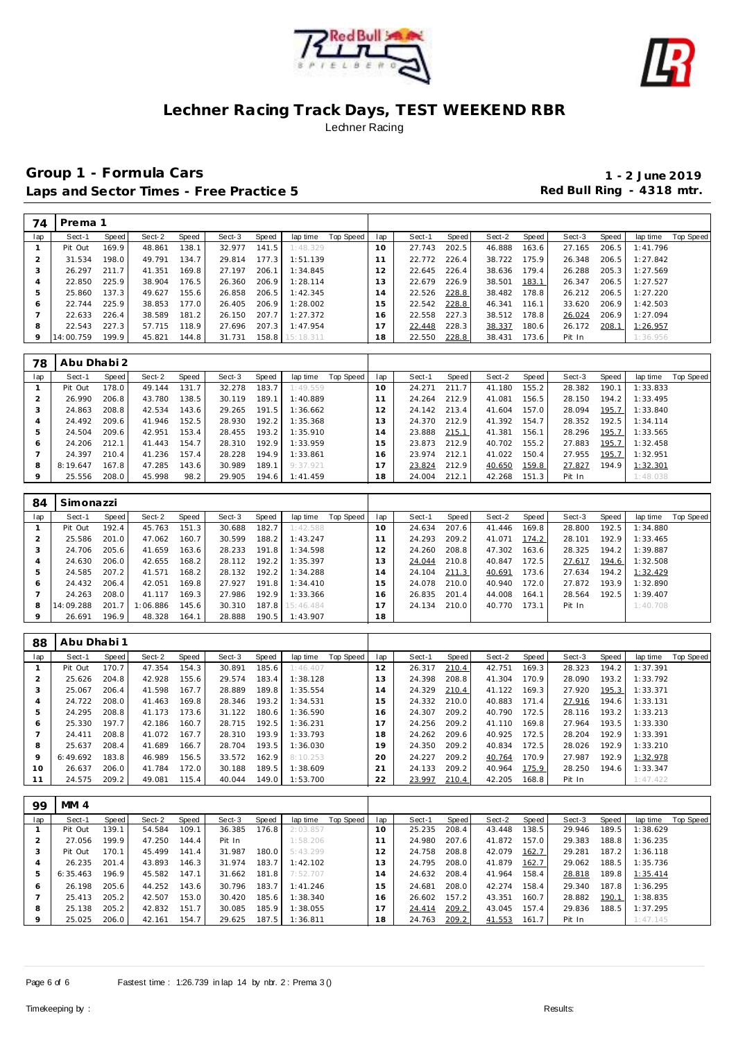# Lechner Racing Track Days, TEST WEEKEND RBR

Lechner Racing

## Group 1 - Formula Cars

**1 - 2 June 2019**

**Laps and Sector Times - Free Practice 5**

**Red Bull Ring - 4318 mtr.**

| 74 | Prema 1 | | | | | | | | | | | | | | | | | |
|---|---|---|---|---|---|---|---|---|---|---|---|---|---|---|---|---|---|---|
| lap | Sect-1 | Speed | Sect-2 | Speed | Sect-3 | Speed | lap time | Top Speed | lap | Sect-1 | Speed | Sect-2 | Speed | Sect-3 | Speed | lap time | Top Speed |
| 1 | Pit Out | 169.9 | 48.861 | 138.1 | 32.977 | 141.5 | 1:48.329 | | 10 | 27.743 | 202.5 | 46.888 | 163.6 | 27.165 | 206.5 | 1:41.796 | |
| 2 | 31.534 | 198.0 | 49.791 | 134.7 | 29.814 | 177.3 | 1:51.139 | | 11 | 22.772 | 226.4 | 38.722 | 175.9 | 26.348 | 206.5 | 1:27.842 | |
| 3 | 26.297 | 211.7 | 41.351 | 169.8 | 27.197 | 206.1 | 1:34.845 | | 12 | 22.645 | 226.4 | 38.636 | 179.4 | 26.288 | 205.3 | 1:27.569 | |
| 4 | 22.850 | 225.9 | 38.904 | 176.5 | 26.360 | 206.9 | 1:28.114 | | 13 | 22.679 | 226.9 | 38.501 | 183.1 | 26.347 | 206.5 | 1:27.527 | |
| 5 | 25.860 | 137.3 | 49.627 | 155.6 | 26.858 | 206.5 | 1:42.345 | | 14 | 22.526 | 228.8 | 38.482 | 178.8 | 26.212 | 206.5 | 1:27.220 | |
| 6 | 22.744 | 225.9 | 38.853 | 177.0 | 26.405 | 206.9 | 1:28.002 | | 15 | 22.542 | 228.8 | 46.341 | 116.1 | 33.620 | 206.9 | 1:42.503 | |
| 7 | 22.633 | 226.4 | 38.589 | 181.2 | 26.150 | 207.7 | 1:27.372 | | 16 | 22.558 | 227.3 | 38.512 | 178.8 | 26.024 | 206.9 | 1:27.094 | |
| 8 | 22.543 | 227.3 | 57.715 | 118.9 | 27.696 | 207.3 | 1:47.954 | | 17 | 22.448 | 228.3 | 38.337 | 180.6 | 26.172 | 208.1 | 1:26.957 | |
| 9 | 14:00.759 | 199.9 | 45.821 | 144.8 | 31.731 | 158.8 | 15:18.311 | | 18 | 22.550 | 228.8 | 38.431 | 173.6 | Pit In | | 1:36.956 | |

| 78 | Abu Dhabi 2 | | | | | | | | | | | | | | | | | |
|---|---|---|---|---|---|---|---|---|---|---|---|---|---|---|---|---|---|---|
| lap | Sect-1 | Speed | Sect-2 | Speed | Sect-3 | Speed | lap time | Top Speed | lap | Sect-1 | Speed | Sect-2 | Speed | Sect-3 | Speed | lap time | Top Speed |
| 1 | Pit Out | 178.0 | 49.144 | 131.7 | 32.278 | 183.7 | 1:49.559 | | 10 | 24.271 | 211.7 | 41.180 | 155.2 | 28.382 | 190.1 | 1:33.833 | |
| 2 | 26.990 | 206.8 | 43.780 | 138.5 | 30.119 | 189.1 | 1:40.889 | | 11 | 24.264 | 212.9 | 41.081 | 156.5 | 28.150 | 194.2 | 1:33.495 | |
| 3 | 24.863 | 208.8 | 42.534 | 143.6 | 29.265 | 191.5 | 1:36.662 | | 12 | 24.142 | 213.4 | 41.604 | 157.0 | 28.094 | 195.7 | 1:33.840 | |
| 4 | 24.492 | 209.6 | 41.946 | 152.5 | 28.930 | 192.2 | 1:35.368 | | 13 | 24.370 | 212.9 | 41.392 | 154.7 | 28.352 | 192.5 | 1:34.114 | |
| 5 | 24.504 | 209.6 | 42.951 | 153.4 | 28.455 | 193.2 | 1:35.910 | | 14 | 23.888 | 215.1 | 41.381 | 156.1 | 28.296 | 195.7 | 1:33.565 | |
| 6 | 24.206 | 212.1 | 41.443 | 154.7 | 28.310 | 192.9 | 1:33.959 | | 15 | 23.873 | 212.9 | 40.702 | 155.2 | 27.883 | 195.7 | 1:32.458 | |
| 7 | 24.397 | 210.4 | 41.236 | 157.4 | 28.228 | 194.9 | 1:33.861 | | 16 | 23.974 | 212.1 | 41.022 | 150.4 | 27.955 | 195.7 | 1:32.951 | |
| 8 | 8:19.647 | 167.8 | 47.285 | 143.6 | 30.989 | 189.1 | 9:37.921 | | 17 | 23.824 | 212.9 | 40.650 | 159.8 | 27.827 | 194.9 | 1:32.301 | |
| 9 | 25.556 | 208.0 | 45.998 | 98.2 | 29.905 | 194.6 | 1:41.459 | | 18 | 24.004 | 212.1 | 42.268 | 151.3 | Pit In | | 1:48.038 | |

| 84 | Simonazzi | | | | | | | | | | | | | | | | | |
|---|---|---|---|---|---|---|---|---|---|---|---|---|---|---|---|---|---|---|
| lap | Sect-1 | Speed | Sect-2 | Speed | Sect-3 | Speed | lap time | Top Speed | lap | Sect-1 | Speed | Sect-2 | Speed | Sect-3 | Speed | lap time | Top Speed |
| 1 | Pit Out | 192.4 | 45.763 | 151.3 | 30.688 | 182.7 | 1:42.588 | | 10 | 24.634 | 207.6 | 41.446 | 169.8 | 28.800 | 192.5 | 1:34.880 | |
| 2 | 25.586 | 201.0 | 47.062 | 160.7 | 30.599 | 188.2 | 1:43.247 | | 11 | 24.293 | 209.2 | 41.071 | 174.2 | 28.101 | 192.9 | 1:33.465 | |
| 3 | 24.706 | 205.6 | 41.659 | 163.6 | 28.233 | 191.8 | 1:34.598 | | 12 | 24.260 | 208.8 | 47.302 | 163.6 | 28.325 | 194.2 | 1:39.887 | |
| 4 | 24.630 | 206.0 | 42.655 | 168.2 | 28.112 | 192.2 | 1:35.397 | | 13 | 24.044 | 210.8 | 40.847 | 172.5 | 27.617 | 194.6 | 1:32.508 | |
| 5 | 24.585 | 207.2 | 41.571 | 168.2 | 28.132 | 192.2 | 1:34.288 | | 14 | 24.104 | 211.3 | 40.691 | 173.6 | 27.634 | 194.2 | 1:32.429 | |
| 6 | 24.432 | 206.4 | 42.051 | 169.8 | 27.927 | 191.8 | 1:34.410 | | 15 | 24.078 | 210.0 | 40.940 | 172.0 | 27.872 | 193.9 | 1:32.890 | |
| 7 | 24.263 | 208.0 | 41.117 | 169.3 | 27.986 | 192.9 | 1:33.366 | | 16 | 26.835 | 201.4 | 44.008 | 164.1 | 28.564 | 192.5 | 1:39.407 | |
| 8 | 14:09.288 | 201.7 | 1:06.886 | 145.6 | 30.310 | 187.8 | 15:46.484 | | 17 | 24.134 | 210.0 | 40.770 | 173.1 | Pit In | | 1:40.708 | |
| 9 | 26.691 | 196.9 | 48.328 | 164.1 | 28.888 | 190.5 | 1:43.907 | | 18 | | | | | | | | |

| 88 | Abu Dhabi 1 | | | | | | | | | | | | | | | | | |
|---|---|---|---|---|---|---|---|---|---|---|---|---|---|---|---|---|---|---|
| lap | Sect-1 | Speed | Sect-2 | Speed | Sect-3 | Speed | lap time | Top Speed | lap | Sect-1 | Speed | Sect-2 | Speed | Sect-3 | Speed | lap time | Top Speed |
| 1 | Pit Out | 170.7 | 47.354 | 154.3 | 30.891 | 185.6 | 1:46.407 | | 12 | 26.317 | 210.4 | 42.751 | 169.3 | 28.323 | 194.2 | 1:37.391 | |
| 2 | 25.626 | 204.8 | 42.928 | 155.6 | 29.574 | 183.4 | 1:38.128 | | 13 | 24.398 | 208.8 | 41.304 | 170.9 | 28.090 | 193.2 | 1:33.792 | |
| 3 | 25.067 | 206.4 | 41.598 | 167.7 | 28.889 | 189.8 | 1:35.554 | | 14 | 24.329 | 210.4 | 41.122 | 169.3 | 27.920 | 195.3 | 1:33.371 | |
| 4 | 24.722 | 208.0 | 41.463 | 169.8 | 28.346 | 193.2 | 1:34.531 | | 15 | 24.332 | 210.0 | 40.883 | 171.4 | 27.916 | 194.6 | 1:33.131 | |
| 5 | 24.295 | 208.8 | 41.173 | 173.6 | 31.122 | 180.6 | 1:36.590 | | 16 | 24.307 | 209.2 | 40.790 | 172.5 | 28.116 | 193.2 | 1:33.213 | |
| 6 | 25.330 | 197.7 | 42.186 | 160.7 | 28.715 | 192.5 | 1:36.231 | | 17 | 24.256 | 209.2 | 41.110 | 169.8 | 27.964 | 193.5 | 1:33.330 | |
| 7 | 24.411 | 208.8 | 41.072 | 167.7 | 28.310 | 193.9 | 1:33.793 | | 18 | 24.262 | 209.6 | 40.925 | 172.5 | 28.204 | 192.9 | 1:33.391 | |
| 8 | 25.637 | 208.4 | 41.689 | 166.7 | 28.704 | 193.5 | 1:36.030 | | 19 | 24.350 | 209.2 | 40.834 | 172.5 | 28.026 | 192.9 | 1:33.210 | |
| 9 | 6:49.692 | 183.8 | 46.989 | 156.5 | 33.572 | 162.9 | 8:10.253 | | 20 | 24.227 | 209.2 | 40.764 | 170.9 | 27.987 | 192.9 | 1:32.978 | |
| 10 | 26.637 | 206.0 | 41.784 | 172.0 | 30.188 | 189.5 | 1:38.609 | | 21 | 24.133 | 209.2 | 40.964 | 175.9 | 28.250 | 194.6 | 1:33.347 | |
| 11 | 24.575 | 209.2 | 49.081 | 115.4 | 40.044 | 149.0 | 1:53.700 | | 22 | 23.997 | 210.4 | 42.205 | 168.8 | Pit In | | 1:47.422 | |

| 99 | MM 4 | | | | | | | | | | | | | | | | | |
|---|---|---|---|---|---|---|---|---|---|---|---|---|---|---|---|---|---|---|
| lap | Sect-1 | Speed | Sect-2 | Speed | Sect-3 | Speed | lap time | Top Speed | lap | Sect-1 | Speed | Sect-2 | Speed | Sect-3 | Speed | lap time | Top Speed |
| 1 | Pit Out | 139.1 | 54.584 | 109.1 | 36.385 | 176.8 | 2:03.857 | | 10 | 25.235 | 208.4 | 43.448 | 138.5 | 29.946 | 189.5 | 1:38.629 | |
| 2 | 27.056 | 199.9 | 47.250 | 144.4 | Pit In | | 1:58.206 | | 11 | 24.980 | 207.6 | 41.872 | 157.0 | 29.383 | 188.8 | 1:36.235 | |
| 3 | Pit Out | 170.1 | 45.499 | 141.4 | 31.987 | 180.0 | 5:43.299 | | 12 | 24.758 | 208.8 | 42.079 | 162.7 | 29.281 | 187.2 | 1:36.118 | |
| 4 | 26.235 | 201.4 | 43.893 | 146.3 | 31.974 | 183.7 | 1:42.102 | | 13 | 24.795 | 208.0 | 41.879 | 162.7 | 29.062 | 188.5 | 1:35.736 | |
| 5 | 6:35.463 | 196.9 | 45.582 | 147.1 | 31.662 | 181.8 | 7:52.707 | | 14 | 24.632 | 208.4 | 41.964 | 158.4 | 28.818 | 189.8 | 1:35.414 | |
| 6 | 26.198 | 205.6 | 44.252 | 143.6 | 30.796 | 183.7 | 1:41.246 | | 15 | 24.681 | 208.0 | 42.274 | 158.4 | 29.340 | 187.8 | 1:36.295 | |
| 7 | 25.413 | 205.2 | 42.507 | 153.0 | 30.420 | 185.6 | 1:38.340 | | 16 | 26.602 | 157.2 | 43.351 | 160.7 | 28.882 | 190.1 | 1:38.835 | |
| 8 | 25.138 | 205.2 | 42.832 | 151.7 | 30.085 | 185.9 | 1:38.055 | | 17 | 24.414 | 209.2 | 43.045 | 157.4 | 29.836 | 188.5 | 1:37.295 | |
| 9 | 25.025 | 206.0 | 42.161 | 154.7 | 29.625 | 187.5 | 1:36.811 | | 18 | 24.763 | 209.2 | 41.553 | 161.7 | Pit In | | 1:47.145 | |

Fastest time : 1:26.739 in lap 14 by nbr. 2 : Prema 3 ()

Timekeeping by :

Results: